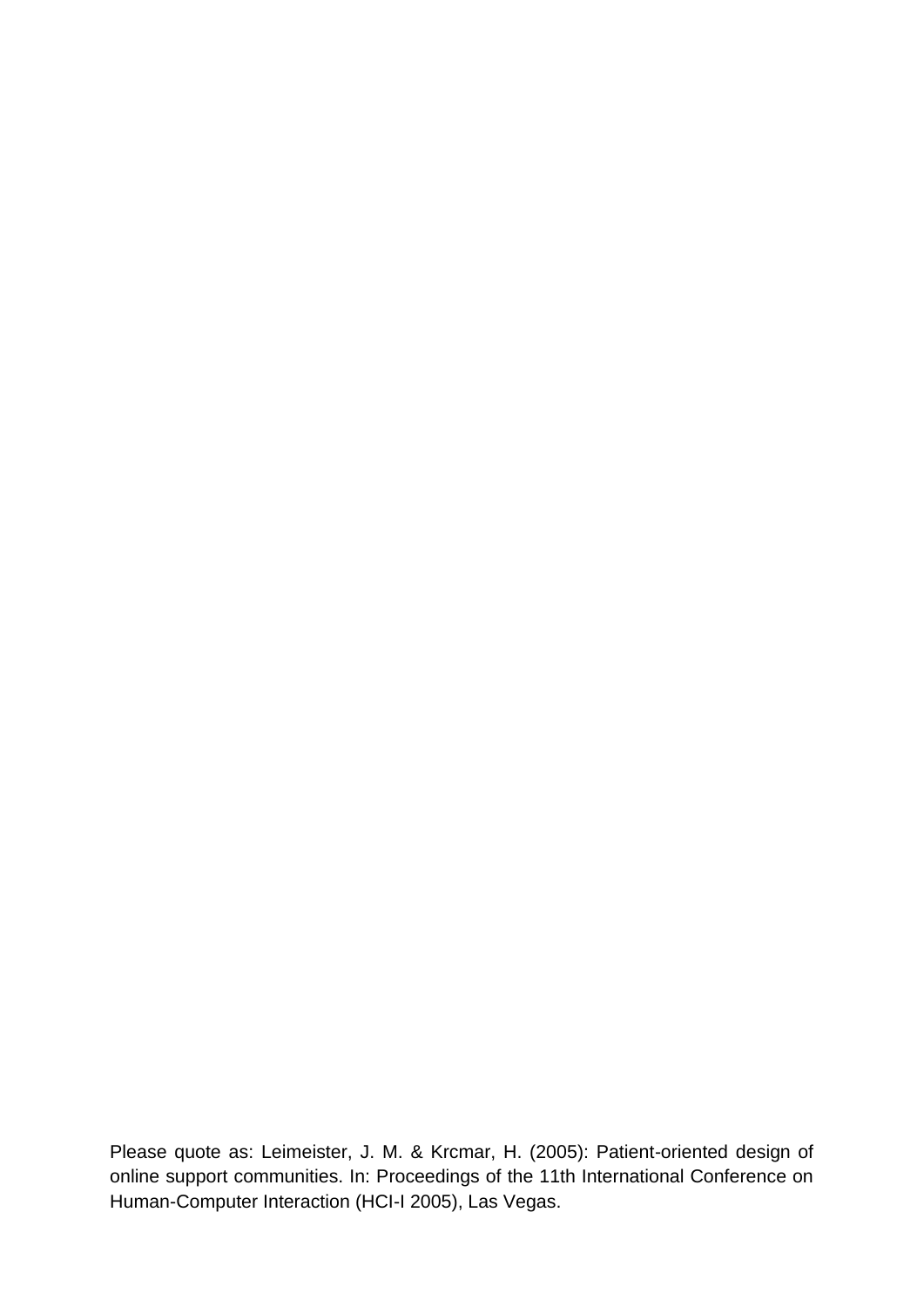Please quote as: Leimeister, J. M. & Krcmar, H. (2005): Patient-oriented design of online support communities. In: Proceedings of the 11th International Conference on Human-Computer Interaction (HCI-I 2005), Las Vegas.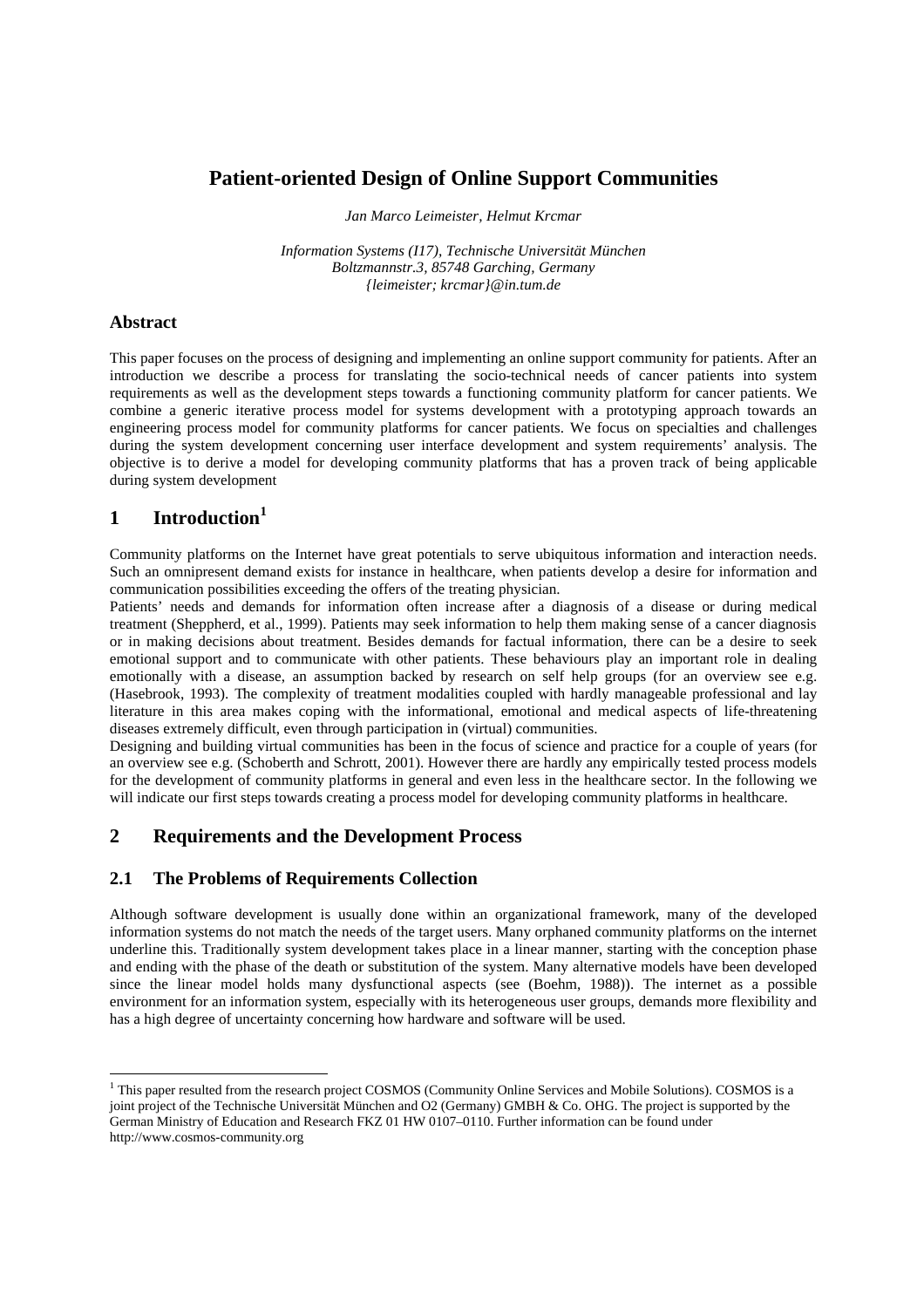# Patient-oriented Design of Online Support Communities

*Jan Marco Leimeister, Helmut Krcmar*

*Information Systems (I17), Technische Universität München*
*Boltzmannstr.3, 85748 Garching, Germany*
*{leimeister; krcmar}@in.tum.de*

## Abstract

This paper focuses on the process of designing and implementing an online support community for patients. After an introduction we describe a process for translating the socio-technical needs of cancer patients into system requirements as well as the development steps towards a functioning community platform for cancer patients. We combine a generic iterative process model for systems development with a prototyping approach towards an engineering process model for community platforms for cancer patients. We focus on specialties and challenges during the system development concerning user interface development and system requirements' analysis. The objective is to derive a model for developing community platforms that has a proven track of being applicable during system development

## 1 Introduction[1]

Community platforms on the Internet have great potentials to serve ubiquitous information and interaction needs. Such an omnipresent demand exists for instance in healthcare, when patients develop a desire for information and communication possibilities exceeding the offers of the treating physician.

Patients' needs and demands for information often increase after a diagnosis of a disease or during medical treatment (Sheppherd, et al., 1999). Patients may seek information to help them making sense of a cancer diagnosis or in making decisions about treatment. Besides demands for factual information, there can be a desire to seek emotional support and to communicate with other patients. These behaviours play an important role in dealing emotionally with a disease, an assumption backed by research on self help groups (for an overview see e.g. (Hasebrook, 1993). The complexity of treatment modalities coupled with hardly manageable professional and lay literature in this area makes coping with the informational, emotional and medical aspects of life-threatening diseases extremely difficult, even through participation in (virtual) communities.

Designing and building virtual communities has been in the focus of science and practice for a couple of years (for an overview see e.g. (Schoberth and Schrott, 2001). However there are hardly any empirically tested process models for the development of community platforms in general and even less in the healthcare sector. In the following we will indicate our first steps towards creating a process model for developing community platforms in healthcare.

## 2 Requirements and the Development Process

### 2.1 The Problems of Requirements Collection

Although software development is usually done within an organizational framework, many of the developed information systems do not match the needs of the target users. Many orphaned community platforms on the internet underline this. Traditionally system development takes place in a linear manner, starting with the conception phase and ending with the phase of the death or substitution of the system. Many alternative models have been developed since the linear model holds many dysfunctional aspects (see (Boehm, 1988)). The internet as a possible environment for an information system, especially with its heterogeneous user groups, demands more flexibility and has a high degree of uncertainty concerning how hardware and software will be used.

---

[1] This paper resulted from the research project COSMOS (Community Online Services and Mobile Solutions). COSMOS is a joint project of the Technische Universität München and O2 (Germany) GMBH & Co. OHG. The project is supported by the German Ministry of Education and Research FKZ 01 HW 0107–0110. Further information can be found under http://www.cosmos-community.org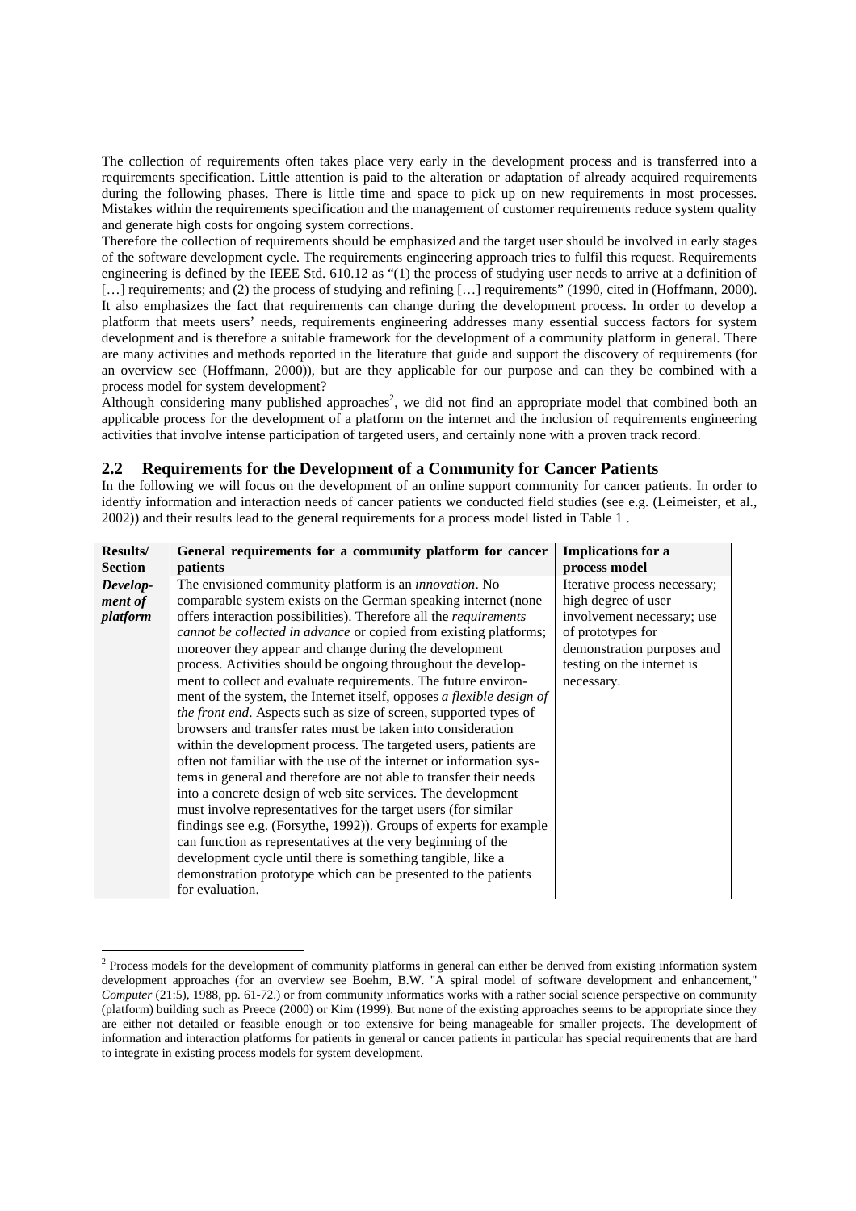The collection of requirements often takes place very early in the development process and is transferred into a requirements specification. Little attention is paid to the alteration or adaptation of already acquired requirements during the following phases. There is little time and space to pick up on new requirements in most processes. Mistakes within the requirements specification and the management of customer requirements reduce system quality and generate high costs for ongoing system corrections.

Therefore the collection of requirements should be emphasized and the target user should be involved in early stages of the software development cycle. The requirements engineering approach tries to fulfil this request. Requirements engineering is defined by the IEEE Std. 610.12 as "(1) the process of studying user needs to arrive at a definition of […] requirements; and (2) the process of studying and refining […] requirements" (1990, cited in (Hoffmann, 2000). It also emphasizes the fact that requirements can change during the development process. In order to develop a platform that meets users' needs, requirements engineering addresses many essential success factors for system development and is therefore a suitable framework for the development of a community platform in general. There are many activities and methods reported in the literature that guide and support the discovery of requirements (for an overview see (Hoffmann, 2000)), but are they applicable for our purpose and can they be combined with a process model for system development?

Although considering many published approaches[2], we did not find an appropriate model that combined both an applicable process for the development of a platform on the internet and the inclusion of requirements engineering activities that involve intense participation of targeted users, and certainly none with a proven track record.

## 2.2 Requirements for the Development of a Community for Cancer Patients

In the following we will focus on the development of an online support community for cancer patients. In order to identfy information and interaction needs of cancer patients we conducted field studies (see e.g. (Leimeister, et al., 2002)) and their results lead to the general requirements for a process model listed in Table 1 .

| Results/ Section | General requirements for a community platform for cancer patients | Implications for a process model |
|---|---|---|
| ***Development of platform*** | The envisioned community platform is an *innovation*. No comparable system exists on the German speaking internet (none offers interaction possibilities). Therefore all the *requirements cannot be collected in advance* or copied from existing platforms; moreover they appear and change during the development process. Activities should be ongoing throughout the development to collect and evaluate requirements. The future environment of the system, the Internet itself, opposes *a flexible design of the front end*. Aspects such as size of screen, supported types of browsers and transfer rates must be taken into consideration within the development process. The targeted users, patients are often not familiar with the use of the internet or information systems in general and therefore are not able to transfer their needs into a concrete design of web site services. The development must involve representatives for the target users (for similar findings see e.g. (Forsythe, 1992)). Groups of experts for example can function as representatives at the very beginning of the development cycle until there is something tangible, like a demonstration prototype which can be presented to the patients for evaluation. | Iterative process necessary; high degree of user involvement necessary; use of prototypes for demonstration purposes and testing on the internet is necessary. |

[2] Process models for the development of community platforms in general can either be derived from existing information system development approaches (for an overview see Boehm, B.W. "A spiral model of software development and enhancement," *Computer* (21:5), 1988, pp. 61-72.) or from community informatics works with a rather social science perspective on community (platform) building such as Preece (2000) or Kim (1999). But none of the existing approaches seems to be appropriate since they are either not detailed or feasible enough or too extensive for being manageable for smaller projects. The development of information and interaction platforms for patients in general or cancer patients in particular has special requirements that are hard to integrate in existing process models for system development.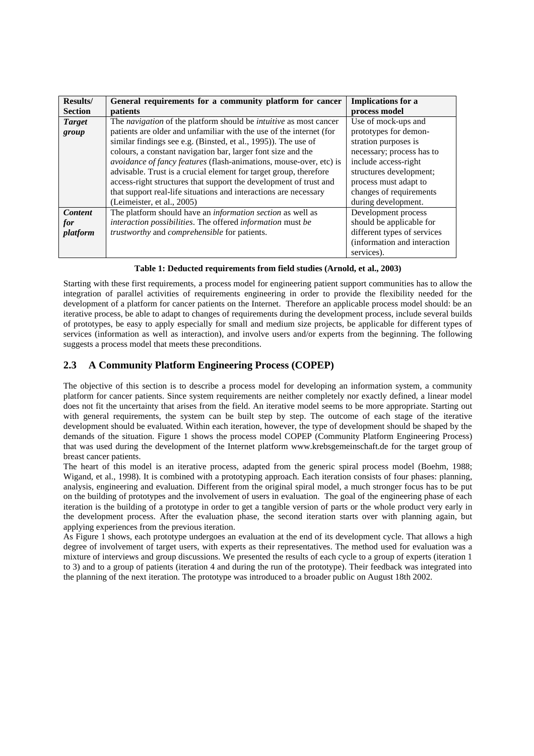| Results/ Section | General requirements for a community platform for cancer patients | Implications for a process model |
|---|---|---|
| ***Target group*** | The *navigation* of the platform should be *intuitive* as most cancer patients are older and unfamiliar with the use of the internet (for similar findings see e.g. (Binsted, et al., 1995)). The use of colours, a constant navigation bar, larger font size and the *avoidance of fancy features* (flash-animations, mouse-over, etc) is advisable. Trust is a crucial element for target group, therefore access-right structures that support the development of trust and that support real-life situations and interactions are necessary (Leimeister, et al., 2005) | Use of mock-ups and prototypes for demon-stration purposes is necessary; process has to include access-right structures development; process must adapt to changes of requirements during development. |
| ***Content for platform*** | The platform should have an *information section* as well as *interaction possibilities*. The offered *information* must *be trustworthy* and *comprehensible* for patients. | Development process should be applicable for different types of services (information and interaction services). |

**Table 1: Deducted requirements from field studies (Arnold, et al., 2003)**

Starting with these first requirements, a process model for engineering patient support communities has to allow the integration of parallel activities of requirements engineering in order to provide the flexibility needed for the development of a platform for cancer patients on the Internet. Therefore an applicable process model should: be an iterative process, be able to adapt to changes of requirements during the development process, include several builds of prototypes, be easy to apply especially for small and medium size projects, be applicable for different types of services (information as well as interaction), and involve users and/or experts from the beginning. The following suggests a process model that meets these preconditions.

## 2.3 A Community Platform Engineering Process (COPEP)

The objective of this section is to describe a process model for developing an information system, a community platform for cancer patients. Since system requirements are neither completely nor exactly defined, a linear model does not fit the uncertainty that arises from the field. An iterative model seems to be more appropriate. Starting out with general requirements, the system can be built step by step. The outcome of each stage of the iterative development should be evaluated. Within each iteration, however, the type of development should be shaped by the demands of the situation. Figure 1 shows the process model COPEP (Community Platform Engineering Process) that was used during the development of the Internet platform www.krebsgemeinschaft.de for the target group of breast cancer patients.

The heart of this model is an iterative process, adapted from the generic spiral process model (Boehm, 1988; Wigand, et al., 1998). It is combined with a prototyping approach. Each iteration consists of four phases: planning, analysis, engineering and evaluation. Different from the original spiral model, a much stronger focus has to be put on the building of prototypes and the involvement of users in evaluation. The goal of the engineering phase of each iteration is the building of a prototype in order to get a tangible version of parts or the whole product very early in the development process. After the evaluation phase, the second iteration starts over with planning again, but applying experiences from the previous iteration.

As Figure 1 shows, each prototype undergoes an evaluation at the end of its development cycle. That allows a high degree of involvement of target users, with experts as their representatives. The method used for evaluation was a mixture of interviews and group discussions. We presented the results of each cycle to a group of experts (iteration 1 to 3) and to a group of patients (iteration 4 and during the run of the prototype). Their feedback was integrated into the planning of the next iteration. The prototype was introduced to a broader public on August 18th 2002.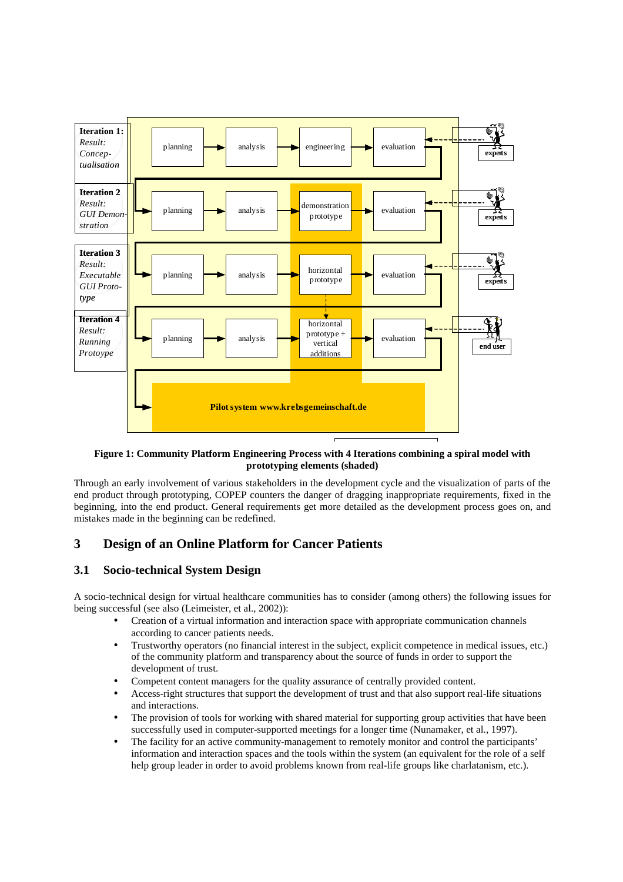**Figure 1: Community Platform Engineering Process with 4 Iterations combining a spiral model with prototyping elements (shaded)**

Through an early involvement of various stakeholders in the development cycle and the visualization of parts of the end product through prototyping, COPEP counters the danger of dragging inappropriate requirements, fixed in the beginning, into the end product. General requirements get more detailed as the development process goes on, and mistakes made in the beginning can be redefined.

## 3 Design of an Online Platform for Cancer Patients

### 3.1 Socio-technical System Design

A socio-technical design for virtual healthcare communities has to consider (among others) the following issues for being successful (see also (Leimeister, et al., 2002)):

- Creation of a virtual information and interaction space with appropriate communication channels according to cancer patients needs.
- Trustworthy operators (no financial interest in the subject, explicit competence in medical issues, etc.) of the community platform and transparency about the source of funds in order to support the development of trust.
- Competent content managers for the quality assurance of centrally provided content.
- Access-right structures that support the development of trust and that also support real-life situations and interactions.
- The provision of tools for working with shared material for supporting group activities that have been successfully used in computer-supported meetings for a longer time (Nunamaker, et al., 1997).
- The facility for an active community-management to remotely monitor and control the participants' information and interaction spaces and the tools within the system (an equivalent for the role of a self help group leader in order to avoid problems known from real-life groups like charlatanism, etc.).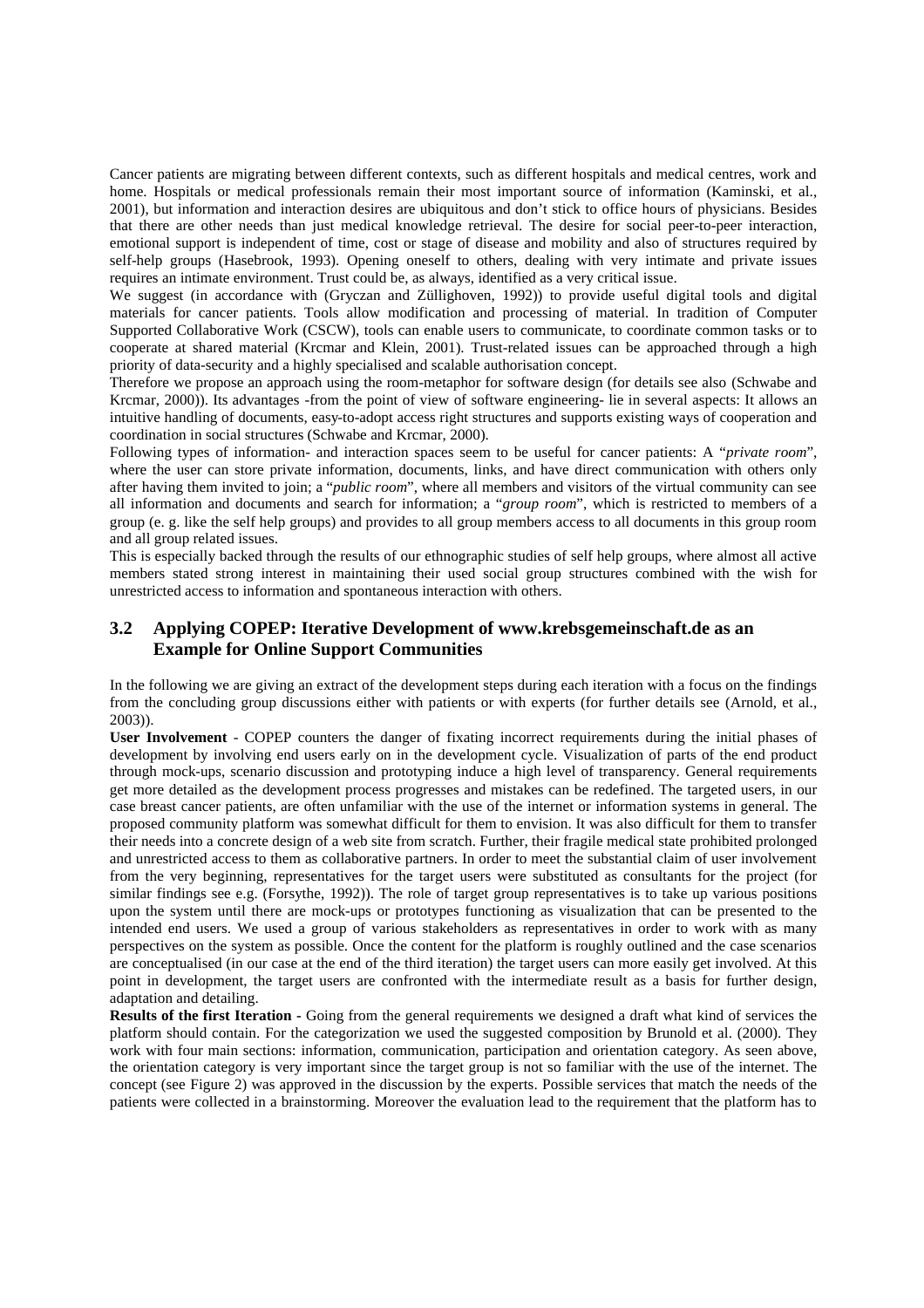Cancer patients are migrating between different contexts, such as different hospitals and medical centres, work and home. Hospitals or medical professionals remain their most important source of information (Kaminski, et al., 2001), but information and interaction desires are ubiquitous and don't stick to office hours of physicians. Besides that there are other needs than just medical knowledge retrieval. The desire for social peer-to-peer interaction, emotional support is independent of time, cost or stage of disease and mobility and also of structures required by self-help groups (Hasebrook, 1993). Opening oneself to others, dealing with very intimate and private issues requires an intimate environment. Trust could be, as always, identified as a very critical issue.

We suggest (in accordance with (Gryczan and Züllighoven, 1992)) to provide useful digital tools and digital materials for cancer patients. Tools allow modification and processing of material. In tradition of Computer Supported Collaborative Work (CSCW), tools can enable users to communicate, to coordinate common tasks or to cooperate at shared material (Krcmar and Klein, 2001). Trust-related issues can be approached through a high priority of data-security and a highly specialised and scalable authorisation concept.

Therefore we propose an approach using the room-metaphor for software design (for details see also (Schwabe and Krcmar, 2000)). Its advantages -from the point of view of software engineering- lie in several aspects: It allows an intuitive handling of documents, easy-to-adopt access right structures and supports existing ways of cooperation and coordination in social structures (Schwabe and Krcmar, 2000).

Following types of information- and interaction spaces seem to be useful for cancer patients: A "*private room*", where the user can store private information, documents, links, and have direct communication with others only after having them invited to join; a "*public room*", where all members and visitors of the virtual community can see all information and documents and search for information; a "*group room*", which is restricted to members of a group (e. g. like the self help groups) and provides to all group members access to all documents in this group room and all group related issues.

This is especially backed through the results of our ethnographic studies of self help groups, where almost all active members stated strong interest in maintaining their used social group structures combined with the wish for unrestricted access to information and spontaneous interaction with others.

## 3.2 Applying COPEP: Iterative Development of www.krebsgemeinschaft.de as an Example for Online Support Communities

In the following we are giving an extract of the development steps during each iteration with a focus on the findings from the concluding group discussions either with patients or with experts (for further details see (Arnold, et al., 2003)).

**User Involvement** - COPEP counters the danger of fixating incorrect requirements during the initial phases of development by involving end users early on in the development cycle. Visualization of parts of the end product through mock-ups, scenario discussion and prototyping induce a high level of transparency. General requirements get more detailed as the development process progresses and mistakes can be redefined. The targeted users, in our case breast cancer patients, are often unfamiliar with the use of the internet or information systems in general. The proposed community platform was somewhat difficult for them to envision. It was also difficult for them to transfer their needs into a concrete design of a web site from scratch. Further, their fragile medical state prohibited prolonged and unrestricted access to them as collaborative partners. In order to meet the substantial claim of user involvement from the very beginning, representatives for the target users were substituted as consultants for the project (for similar findings see e.g. (Forsythe, 1992)). The role of target group representatives is to take up various positions upon the system until there are mock-ups or prototypes functioning as visualization that can be presented to the intended end users. We used a group of various stakeholders as representatives in order to work with as many perspectives on the system as possible. Once the content for the platform is roughly outlined and the case scenarios are conceptualised (in our case at the end of the third iteration) the target users can more easily get involved. At this point in development, the target users are confronted with the intermediate result as a basis for further design, adaptation and detailing.

**Results of the first Iteration -** Going from the general requirements we designed a draft what kind of services the platform should contain. For the categorization we used the suggested composition by Brunold et al. (2000). They work with four main sections: information, communication, participation and orientation category. As seen above, the orientation category is very important since the target group is not so familiar with the use of the internet. The concept (see Figure 2) was approved in the discussion by the experts. Possible services that match the needs of the patients were collected in a brainstorming. Moreover the evaluation lead to the requirement that the platform has to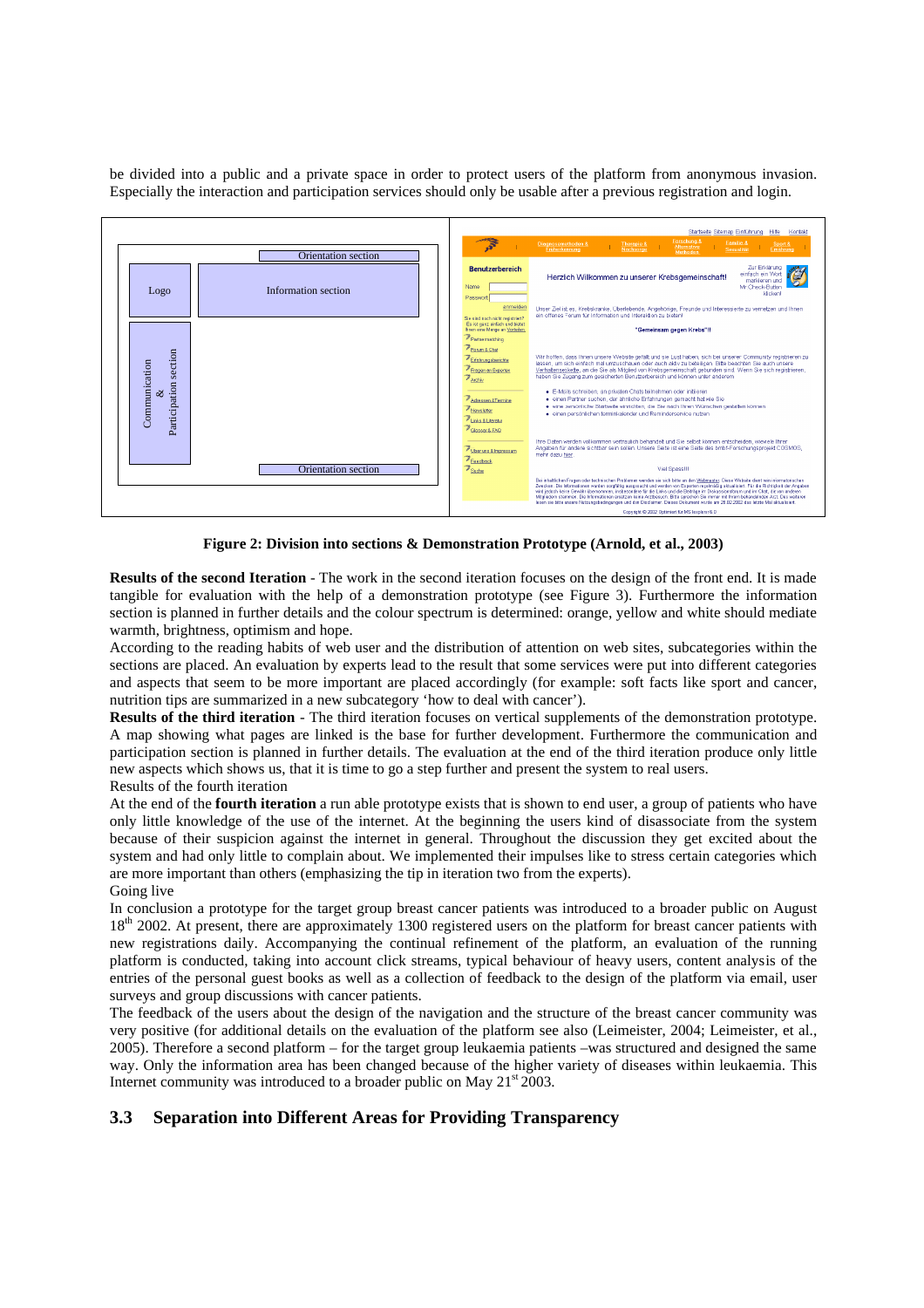be divided into a public and a private space in order to protect users of the platform from anonymous invasion. Especially the interaction and participation services should only be usable after a previous registration and login.

**Figure 2: Division into sections & Demonstration Prototype (Arnold, et al., 2003)**

**Results of the second Iteration** - The work in the second iteration focuses on the design of the front end. It is made tangible for evaluation with the help of a demonstration prototype (see Figure 3). Furthermore the information section is planned in further details and the colour spectrum is determined: orange, yellow and white should mediate warmth, brightness, optimism and hope.

According to the reading habits of web user and the distribution of attention on web sites, subcategories within the sections are placed. An evaluation by experts lead to the result that some services were put into different categories and aspects that seem to be more important are placed accordingly (for example: soft facts like sport and cancer, nutrition tips are summarized in a new subcategory 'how to deal with cancer').

**Results of the third iteration** - The third iteration focuses on vertical supplements of the demonstration prototype. A map showing what pages are linked is the base for further development. Furthermore the communication and participation section is planned in further details. The evaluation at the end of the third iteration produce only little new aspects which shows us, that it is time to go a step further and present the system to real users.

Results of the fourth iteration

At the end of the **fourth iteration** a run able prototype exists that is shown to end user, a group of patients who have only little knowledge of the use of the internet. At the beginning the users kind of disassociate from the system because of their suspicion against the internet in general. Throughout the discussion they get excited about the system and had only little to complain about. We implemented their impulses like to stress certain categories which are more important than others (emphasizing the tip in iteration two from the experts).

Going live

In conclusion a prototype for the target group breast cancer patients was introduced to a broader public on August 18th 2002. At present, there are approximately 1300 registered users on the platform for breast cancer patients with new registrations daily. Accompanying the continual refinement of the platform, an evaluation of the running platform is conducted, taking into account click streams, typical behaviour of heavy users, content analysis of the entries of the personal guest books as well as a collection of feedback to the design of the platform via email, user surveys and group discussions with cancer patients.

The feedback of the users about the design of the navigation and the structure of the breast cancer community was very positive (for additional details on the evaluation of the platform see also (Leimeister, 2004; Leimeister, et al., 2005). Therefore a second platform – for the target group leukaemia patients –was structured and designed the same way. Only the information area has been changed because of the higher variety of diseases within leukaemia. This Internet community was introduced to a broader public on May 21st 2003.

## 3.3 Separation into Different Areas for Providing Transparency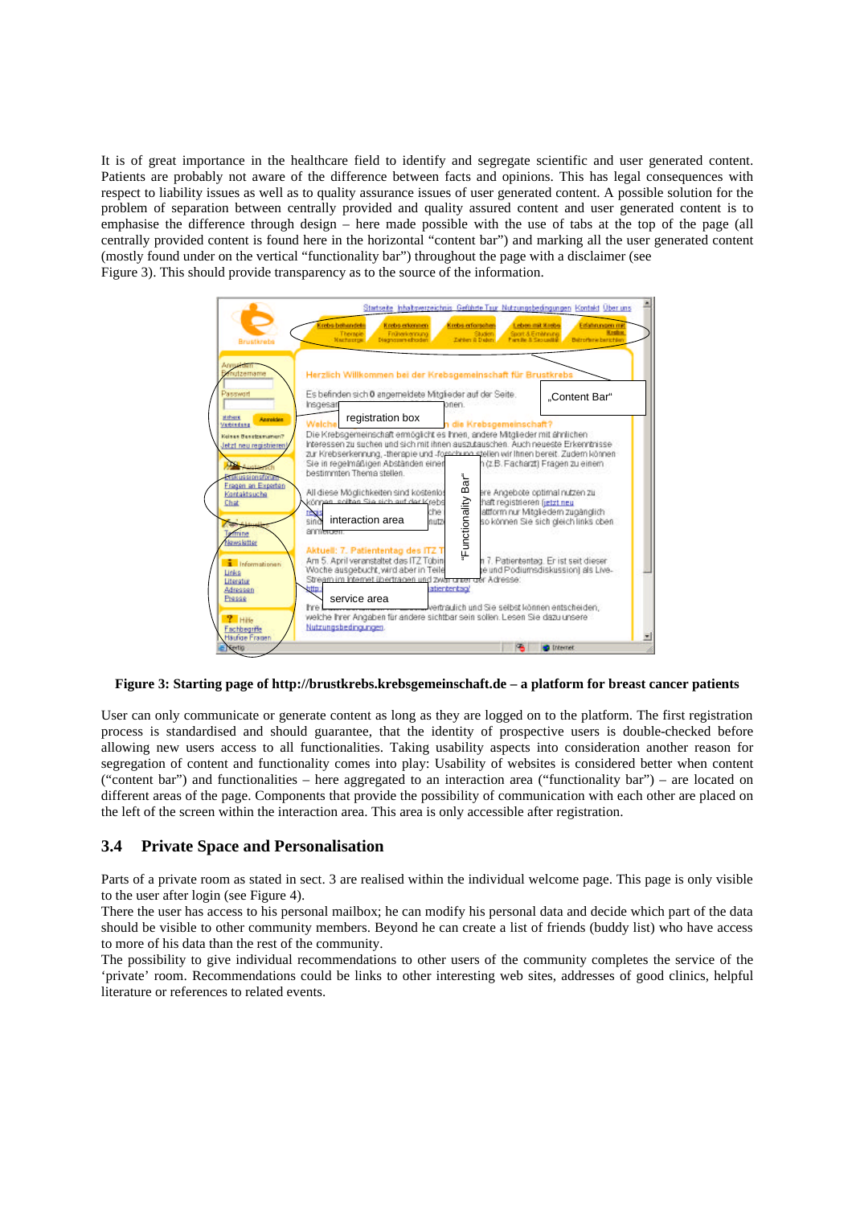It is of great importance in the healthcare field to identify and segregate scientific and user generated content. Patients are probably not aware of the difference between facts and opinions. This has legal consequences with respect to liability issues as well as to quality assurance issues of user generated content. A possible solution for the problem of separation between centrally provided and quality assured content and user generated content is to emphasise the difference through design – here made possible with the use of tabs at the top of the page (all centrally provided content is found here in the horizontal "content bar") and marking all the user generated content (mostly found under on the vertical "functionality bar") throughout the page with a disclaimer (see Figure 3). This should provide transparency as to the source of the information.

**Figure 3: Starting page of http://brustkrebs.krebsgemeinschaft.de – a platform for breast cancer patients**

User can only communicate or generate content as long as they are logged on to the platform. The first registration process is standardised and should guarantee, that the identity of prospective users is double-checked before allowing new users access to all functionalities. Taking usability aspects into consideration another reason for segregation of content and functionality comes into play: Usability of websites is considered better when content ("content bar") and functionalities – here aggregated to an interaction area ("functionality bar") – are located on different areas of the page. Components that provide the possibility of communication with each other are placed on the left of the screen within the interaction area. This area is only accessible after registration.

## 3.4 Private Space and Personalisation

Parts of a private room as stated in sect. 3 are realised within the individual welcome page. This page is only visible to the user after login (see Figure 4).

There the user has access to his personal mailbox; he can modify his personal data and decide which part of the data should be visible to other community members. Beyond he can create a list of friends (buddy list) who have access to more of his data than the rest of the community.

The possibility to give individual recommendations to other users of the community completes the service of the 'private' room. Recommendations could be links to other interesting web sites, addresses of good clinics, helpful literature or references to related events.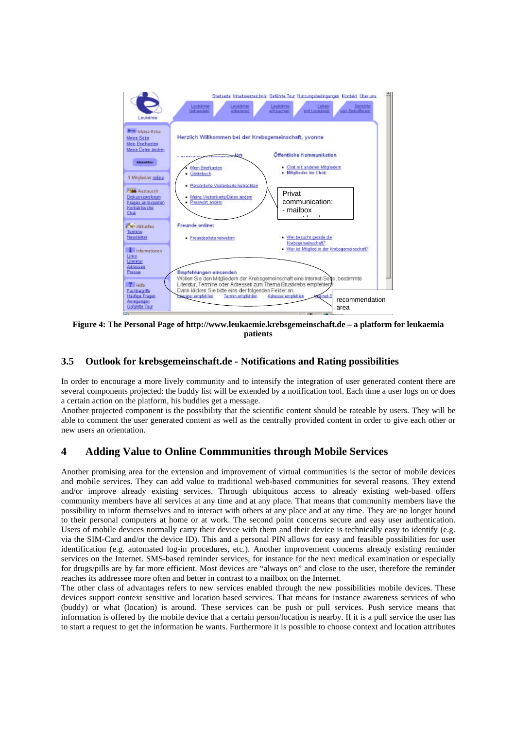**Figure 4: The Personal Page of http://www.leukaemie.krebsgemeinschaft.de – a platform for leukaemia patients**

## 3.5 Outlook for krebsgemeinschaft.de - Notifications and Rating possibilities

In order to encourage a more lively community and to intensify the integration of user generated content there are several components projected: the buddy list will be extended by a notification tool. Each time a user logs on or does a certain action on the platform, his buddies get a message.

Another projected component is the possibility that the scientific content should be rateable by users. They will be able to comment the user generated content as well as the centrally provided content in order to give each other or new users an orientation.

# 4 Adding Value to Online Commmunities through Mobile Services

Another promising area for the extension and improvement of virtual communities is the sector of mobile devices and mobile services. They can add value to traditional web-based communities for several reasons. They extend and/or improve already existing services. Through ubiquitous access to already existing web-based offers community members have all services at any time and at any place. That means that community members have the possibility to inform themselves and to interact with others at any place and at any time. They are no longer bound to their personal computers at home or at work. The second point concerns secure and easy user authentication. Users of mobile devices normally carry their device with them and their device is technically easy to identify (e.g. via the SIM-Card and/or the device ID). This and a personal PIN allows for easy and feasible possibilities for user identification (e.g. automated log-in procedures, etc.). Another improvement concerns already existing reminder services on the Internet. SMS-based reminder services, for instance for the next medical examination or especially for drugs/pills are by far more efficient. Most devices are "always on" and close to the user, therefore the reminder reaches its addressee more often and better in contrast to a mailbox on the Internet.

The other class of advantages refers to new services enabled through the new possibilities mobile devices. These devices support context sensitive and location based services. That means for instance awareness services of who (buddy) or what (location) is around. These services can be push or pull services. Push service means that information is offered by the mobile device that a certain person/location is nearby. If it is a pull service the user has to start a request to get the information he wants. Furthermore it is possible to choose context and location attributes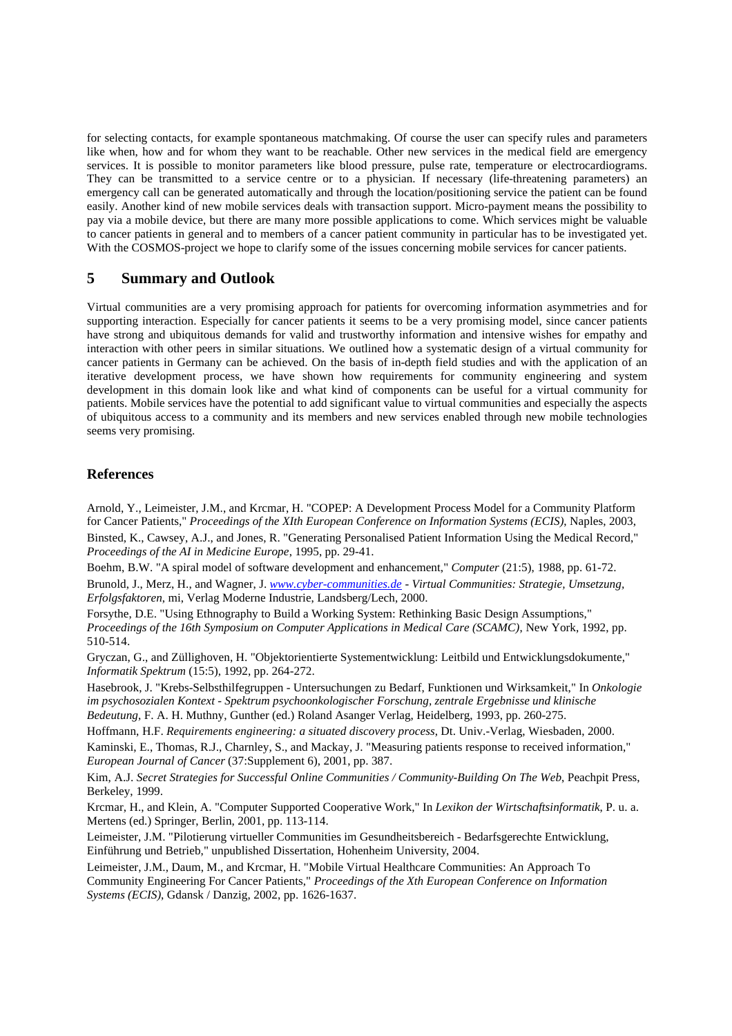for selecting contacts, for example spontaneous matchmaking. Of course the user can specify rules and parameters like when, how and for whom they want to be reachable. Other new services in the medical field are emergency services. It is possible to monitor parameters like blood pressure, pulse rate, temperature or electrocardiograms. They can be transmitted to a service centre or to a physician. If necessary (life-threatening parameters) an emergency call can be generated automatically and through the location/positioning service the patient can be found easily. Another kind of new mobile services deals with transaction support. Micro-payment means the possibility to pay via a mobile device, but there are many more possible applications to come. Which services might be valuable to cancer patients in general and to members of a cancer patient community in particular has to be investigated yet. With the COSMOS-project we hope to clarify some of the issues concerning mobile services for cancer patients.

## 5 Summary and Outlook

Virtual communities are a very promising approach for patients for overcoming information asymmetries and for supporting interaction. Especially for cancer patients it seems to be a very promising model, since cancer patients have strong and ubiquitous demands for valid and trustworthy information and intensive wishes for empathy and interaction with other peers in similar situations. We outlined how a systematic design of a virtual community for cancer patients in Germany can be achieved. On the basis of in-depth field studies and with the application of an iterative development process, we have shown how requirements for community engineering and system development in this domain look like and what kind of components can be useful for a virtual community for patients. Mobile services have the potential to add significant value to virtual communities and especially the aspects of ubiquitous access to a community and its members and new services enabled through new mobile technologies seems very promising.

## References

Arnold, Y., Leimeister, J.M., and Krcmar, H. "COPEP: A Development Process Model for a Community Platform for Cancer Patients," *Proceedings of the XIth European Conference on Information Systems (ECIS)*, Naples, 2003,

Binsted, K., Cawsey, A.J., and Jones, R. "Generating Personalised Patient Information Using the Medical Record," *Proceedings of the AI in Medicine Europe*, 1995, pp. 29-41.

Boehm, B.W. "A spiral model of software development and enhancement," *Computer* (21:5), 1988, pp. 61-72.

Brunold, J., Merz, H., and Wagner, J. *www.cyber-communities.de - Virtual Communities: Strategie, Umsetzung, Erfolgsfaktoren*, mi, Verlag Moderne Industrie, Landsberg/Lech, 2000.

Forsythe, D.E. "Using Ethnography to Build a Working System: Rethinking Basic Design Assumptions," *Proceedings of the 16th Symposium on Computer Applications in Medical Care (SCAMC)*, New York, 1992, pp. 510-514.

Gryczan, G., and Züllighoven, H. "Objektorientierte Systementwicklung: Leitbild und Entwicklungsdokumente," *Informatik Spektrum* (15:5), 1992, pp. 264-272.

Hasebrook, J. "Krebs-Selbsthilfegruppen - Untersuchungen zu Bedarf, Funktionen und Wirksamkeit," In *Onkologie im psychosozialen Kontext - Spektrum psychoonkologischer Forschung, zentrale Ergebnisse und klinische Bedeutung*, F. A. H. Muthny, Gunther (ed.) Roland Asanger Verlag, Heidelberg, 1993, pp. 260-275.

Hoffmann, H.F. *Requirements engineering: a situated discovery process*, Dt. Univ.-Verlag, Wiesbaden, 2000.

Kaminski, E., Thomas, R.J., Charnley, S., and Mackay, J. "Measuring patients response to received information," *European Journal of Cancer* (37:Supplement 6), 2001, pp. 387.

Kim, A.J. *Secret Strategies for Successful Online Communities / Community-Building On The Web*, Peachpit Press, Berkeley, 1999.

Krcmar, H., and Klein, A. "Computer Supported Cooperative Work," In *Lexikon der Wirtschaftsinformatik*, P. u. a. Mertens (ed.) Springer, Berlin, 2001, pp. 113-114.

Leimeister, J.M. "Pilotierung virtueller Communities im Gesundheitsbereich - Bedarfsgerechte Entwicklung, Einführung und Betrieb," unpublished Dissertation, Hohenheim University, 2004.

Leimeister, J.M., Daum, M., and Krcmar, H. "Mobile Virtual Healthcare Communities: An Approach To Community Engineering For Cancer Patients," *Proceedings of the Xth European Conference on Information Systems (ECIS)*, Gdansk / Danzig, 2002, pp. 1626-1637.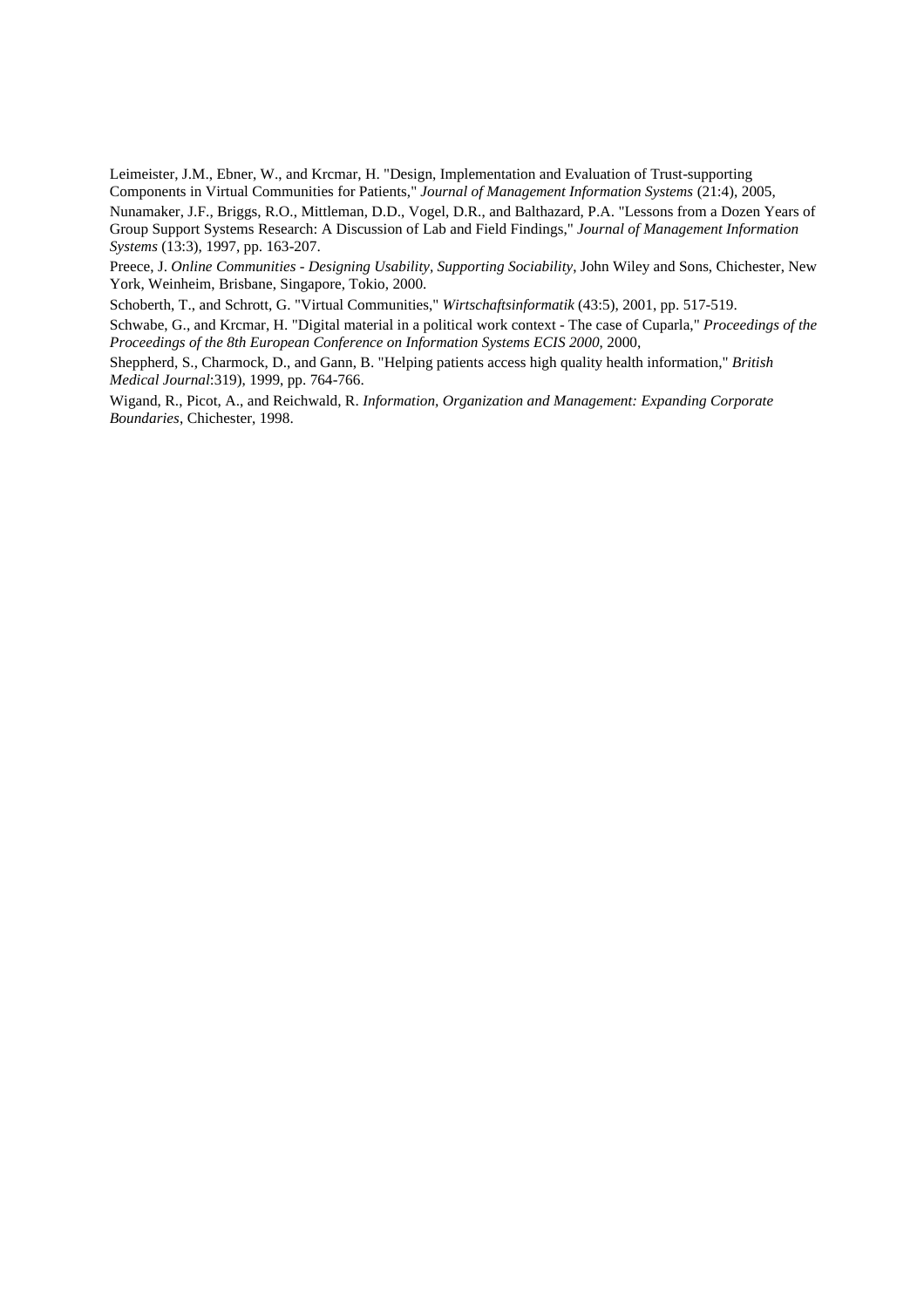Leimeister, J.M., Ebner, W., and Krcmar, H. "Design, Implementation and Evaluation of Trust-supporting Components in Virtual Communities for Patients," *Journal of Management Information Systems* (21:4), 2005,

Nunamaker, J.F., Briggs, R.O., Mittleman, D.D., Vogel, D.R., and Balthazard, P.A. "Lessons from a Dozen Years of Group Support Systems Research: A Discussion of Lab and Field Findings," *Journal of Management Information Systems* (13:3), 1997, pp. 163-207.

Preece, J. *Online Communities - Designing Usability, Supporting Sociability*, John Wiley and Sons, Chichester, New York, Weinheim, Brisbane, Singapore, Tokio, 2000.

Schoberth, T., and Schrott, G. "Virtual Communities," *Wirtschaftsinformatik* (43:5), 2001, pp. 517-519.

Schwabe, G., and Krcmar, H. "Digital material in a political work context - The case of Cuparla," *Proceedings of the Proceedings of the 8th European Conference on Information Systems ECIS 2000*, 2000,

Sheppherd, S., Charmock, D., and Gann, B. "Helping patients access high quality health information," *British Medical Journal*:319), 1999, pp. 764-766.

Wigand, R., Picot, A., and Reichwald, R. *Information, Organization and Management: Expanding Corporate Boundaries*, Chichester, 1998.